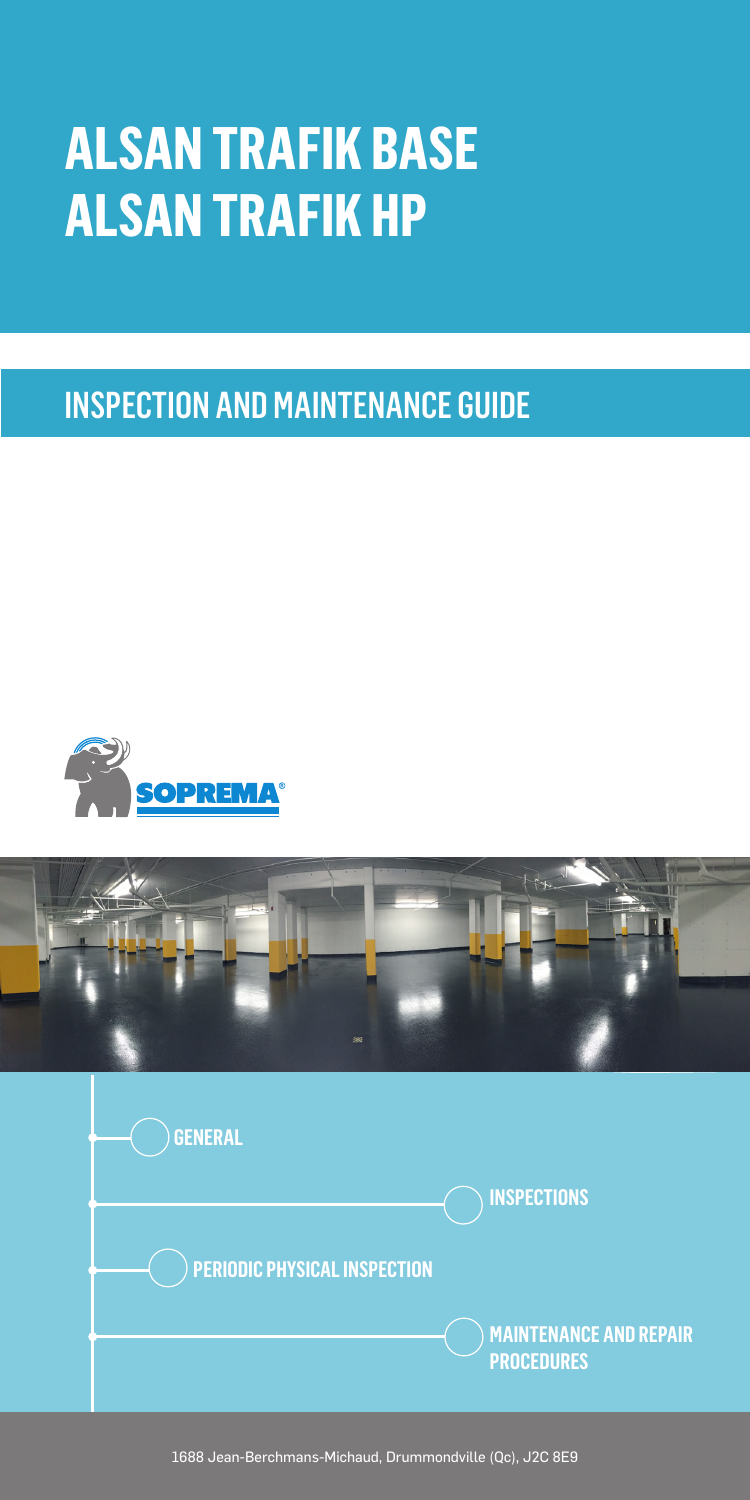# ALSAN TRAFIK BASE
# ALSAN TRAFIK HP

## INSPECTION AND MAINTENANCE GUIDE

SOPREMA®

- GENERAL
- INSPECTIONS
- PERIODIC PHYSICAL INSPECTION
- MAINTENANCE AND REPAIR PROCEDURES

1688 Jean-Berchmans-Michaud, Drummondville (Qc), J2C 8E9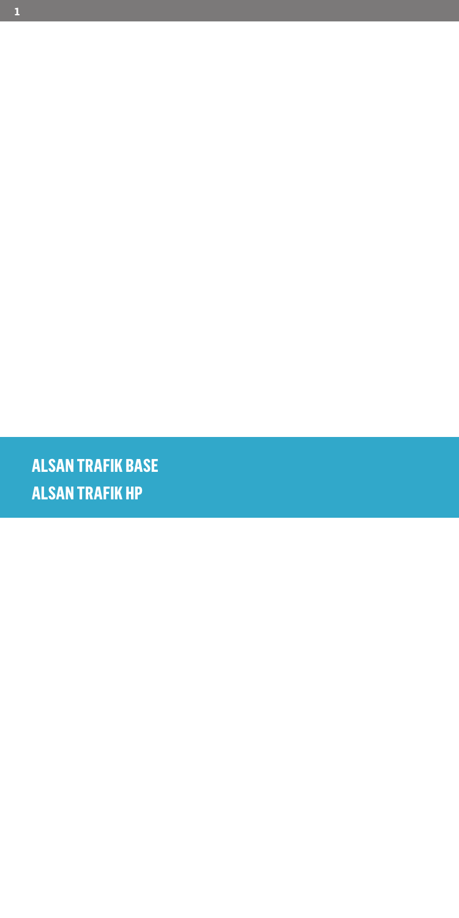# ALSAN TRAFIK BASE
# ALSAN TRAFIK HP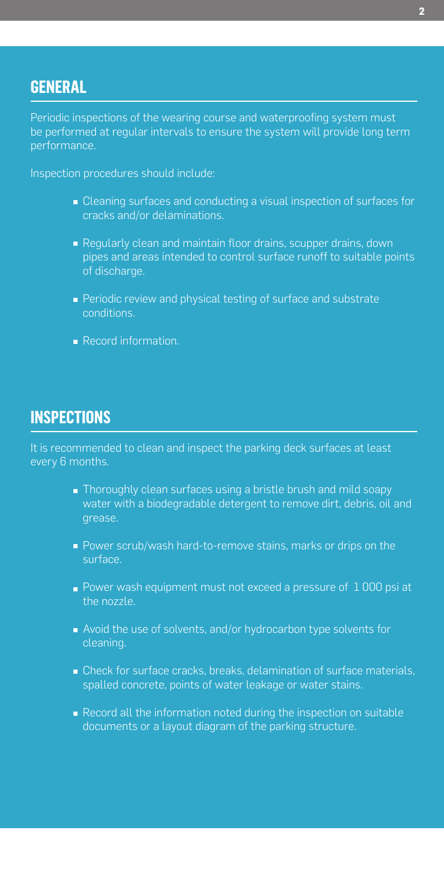## GENERAL

Periodic inspections of the wearing course and waterproofing system must be performed at regular intervals to ensure the system will provide long term performance.

Inspection procedures should include:

- Cleaning surfaces and conducting a visual inspection of surfaces for cracks and/or delaminations.
- Regularly clean and maintain floor drains, scupper drains, down pipes and areas intended to control surface runoff to suitable points of discharge.
- Periodic review and physical testing of surface and substrate conditions.
- Record information.

## INSPECTIONS

It is recommended to clean and inspect the parking deck surfaces at least every 6 months.

- Thoroughly clean surfaces using a bristle brush and mild soapy water with a biodegradable detergent to remove dirt, debris, oil and grease.
- Power scrub/wash hard-to-remove stains, marks or drips on the surface.
- Power wash equipment must not exceed a pressure of 1 000 psi at the nozzle.
- Avoid the use of solvents, and/or hydrocarbon type solvents for cleaning.
- Check for surface cracks, breaks, delamination of surface materials, spalled concrete, points of water leakage or water stains.
- Record all the information noted during the inspection on suitable documents or a layout diagram of the parking structure.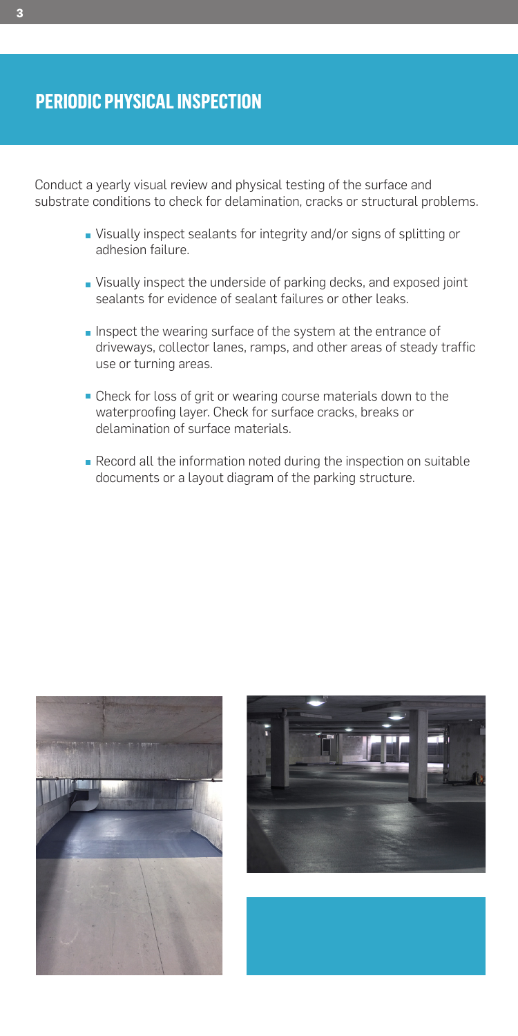# PERIODIC PHYSICAL INSPECTION

Conduct a yearly visual review and physical testing of the surface and substrate conditions to check for delamination, cracks or structural problems.

- Visually inspect sealants for integrity and/or signs of splitting or adhesion failure.
- Visually inspect the underside of parking decks, and exposed joint sealants for evidence of sealant failures or other leaks.
- Inspect the wearing surface of the system at the entrance of driveways, collector lanes, ramps, and other areas of steady traffic use or turning areas.
- Check for loss of grit or wearing course materials down to the waterproofing layer. Check for surface cracks, breaks or delamination of surface materials.
- Record all the information noted during the inspection on suitable documents or a layout diagram of the parking structure.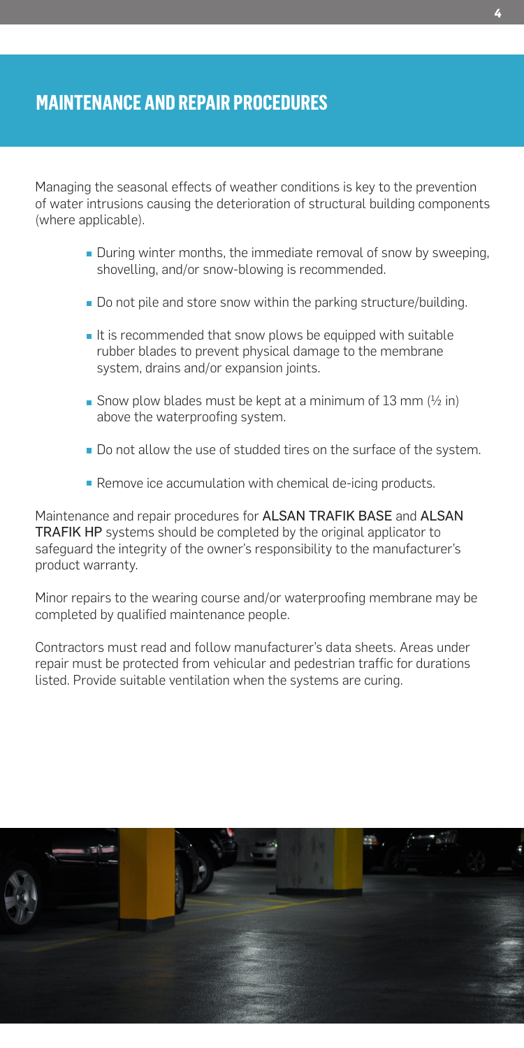## MAINTENANCE AND REPAIR PROCEDURES

Managing the seasonal effects of weather conditions is key to the prevention of water intrusions causing the deterioration of structural building components (where applicable).

- During winter months, the immediate removal of snow by sweeping, shovelling, and/or snow-blowing is recommended.
- Do not pile and store snow within the parking structure/building.
- It is recommended that snow plows be equipped with suitable rubber blades to prevent physical damage to the membrane system, drains and/or expansion joints.
- Snow plow blades must be kept at a minimum of 13 mm (½ in) above the waterproofing system.
- Do not allow the use of studded tires on the surface of the system.
- Remove ice accumulation with chemical de-icing products.

Maintenance and repair procedures for **ALSAN TRAFIK BASE** and **ALSAN TRAFIK HP** systems should be completed by the original applicator to safeguard the integrity of the owner's responsibility to the manufacturer's product warranty.

Minor repairs to the wearing course and/or waterproofing membrane may be completed by qualified maintenance people.

Contractors must read and follow manufacturer's data sheets. Areas under repair must be protected from vehicular and pedestrian traffic for durations listed. Provide suitable ventilation when the systems are curing.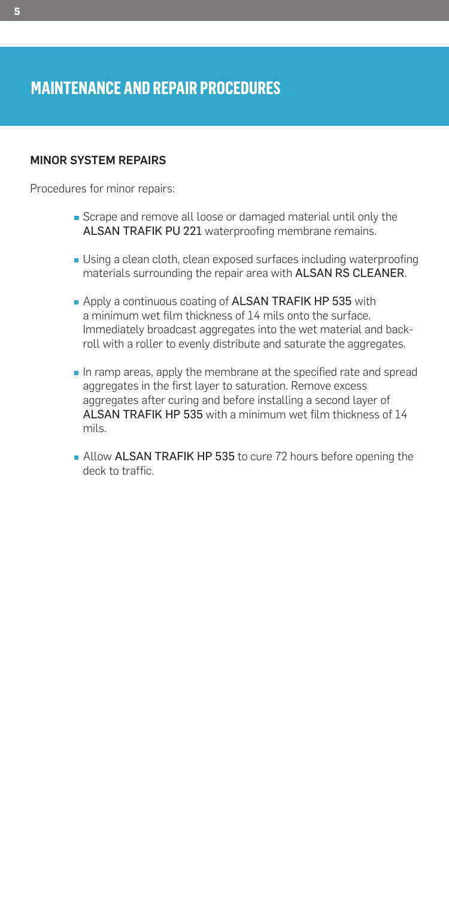# MAINTENANCE AND REPAIR PROCEDURES

## MINOR SYSTEM REPAIRS

Procedures for minor repairs:

- Scrape and remove all loose or damaged material until only the ALSAN TRAFIK PU 221 waterproofing membrane remains.
- Using a clean cloth, clean exposed surfaces including waterproofing materials surrounding the repair area with ALSAN RS CLEANER.
- Apply a continuous coating of ALSAN TRAFIK HP 535 with a minimum wet film thickness of 14 mils onto the surface. Immediately broadcast aggregates into the wet material and back-roll with a roller to evenly distribute and saturate the aggregates.
- In ramp areas, apply the membrane at the specified rate and spread aggregates in the first layer to saturation. Remove excess aggregates after curing and before installing a second layer of ALSAN TRAFIK HP 535 with a minimum wet film thickness of 14 mils.
- Allow ALSAN TRAFIK HP 535 to cure 72 hours before opening the deck to traffic.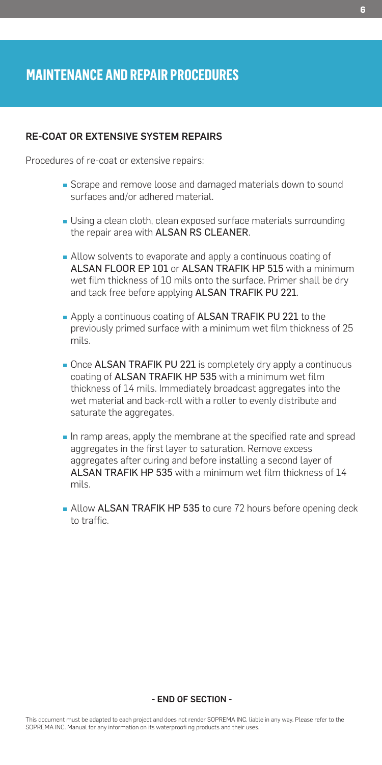# MAINTENANCE AND REPAIR PROCEDURES

## RE-COAT OR EXTENSIVE SYSTEM REPAIRS

Procedures of re-coat or extensive repairs:

- Scrape and remove loose and damaged materials down to sound surfaces and/or adhered material.
- Using a clean cloth, clean exposed surface materials surrounding the repair area with ALSAN RS CLEANER.
- Allow solvents to evaporate and apply a continuous coating of ALSAN FLOOR EP 101 or ALSAN TRAFIK HP 515 with a minimum wet film thickness of 10 mils onto the surface. Primer shall be dry and tack free before applying ALSAN TRAFIK PU 221.
- Apply a continuous coating of ALSAN TRAFIK PU 221 to the previously primed surface with a minimum wet film thickness of 25 mils.
- Once ALSAN TRAFIK PU 221 is completely dry apply a continuous coating of ALSAN TRAFIK HP 535 with a minimum wet film thickness of 14 mils. Immediately broadcast aggregates into the wet material and back-roll with a roller to evenly distribute and saturate the aggregates.
- In ramp areas, apply the membrane at the specified rate and spread aggregates in the first layer to saturation. Remove excess aggregates after curing and before installing a second layer of ALSAN TRAFIK HP 535 with a minimum wet film thickness of 14 mils.
- Allow ALSAN TRAFIK HP 535 to cure 72 hours before opening deck to traffic.

**- END OF SECTION -**

This document must be adapted to each project and does not render SOPREMA INC. liable in any way. Please refer to the SOPREMA INC. Manual for any information on its waterproofing products and their uses.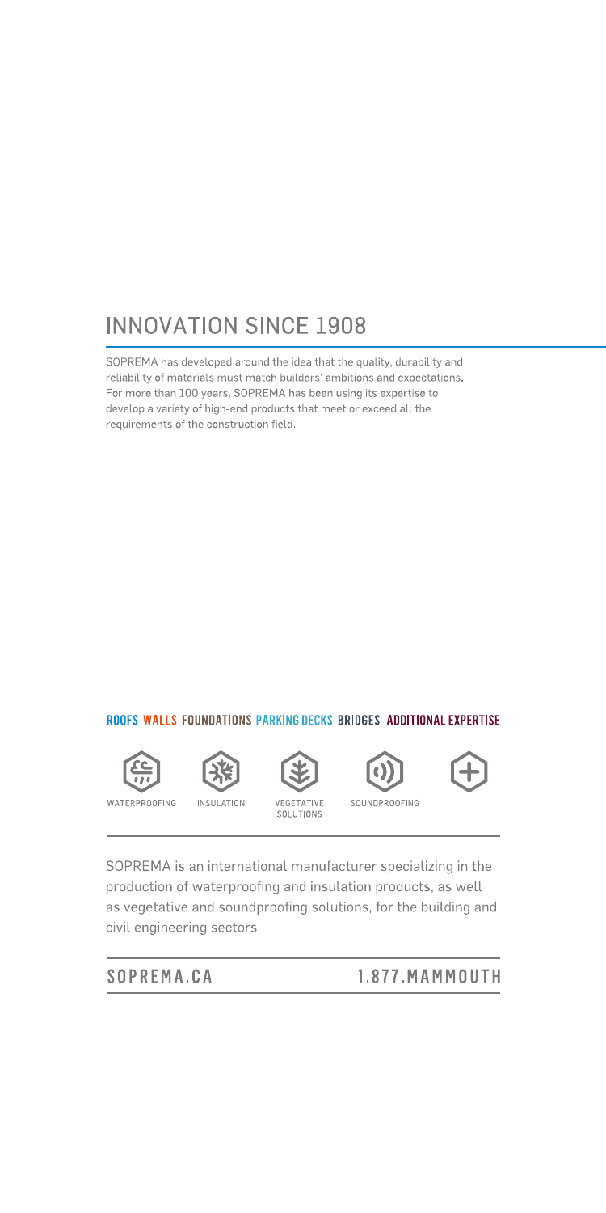## INNOVATION SINCE 1908

SOPREMA has developed around the idea that the quality, durability and reliability of materials must match builders' ambitions and expectations. For more than 100 years, SOPREMA has been using its expertise to develop a variety of high-end products that meet or exceed all the requirements of the construction field.

**ROOFS WALLS FOUNDATIONS PARKING DECKS BRIDGES ADDITIONAL EXPERTISE**

WATERPROOFING INSULATION VEGETATIVE SOLUTIONS SOUNDPROOFING

SOPREMA is an international manufacturer specializing in the production of waterproofing and insulation products, as well as vegetative and soundproofing solutions, for the building and civil engineering sectors.

**SOPREMA.CA** **1.877.MAMMOUTH**